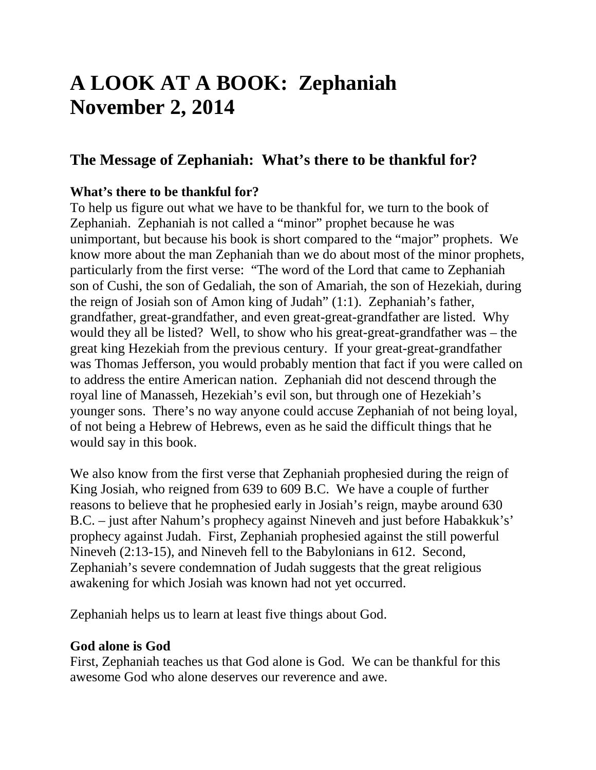# A LOOK AT A BOOK: Zephaniah
# November 2, 2014

## The Message of Zephaniah: What's there to be thankful for?

### What's there to be thankful for?

To help us figure out what we have to be thankful for, we turn to the book of Zephaniah. Zephaniah is not called a "minor" prophet because he was unimportant, but because his book is short compared to the "major" prophets. We know more about the man Zephaniah than we do about most of the minor prophets, particularly from the first verse: "The word of the Lord that came to Zephaniah son of Cushi, the son of Gedaliah, the son of Amariah, the son of Hezekiah, during the reign of Josiah son of Amon king of Judah" (1:1). Zephaniah's father, grandfather, great-grandfather, and even great-great-grandfather are listed. Why would they all be listed? Well, to show who his great-great-grandfather was – the great king Hezekiah from the previous century. If your great-great-grandfather was Thomas Jefferson, you would probably mention that fact if you were called on to address the entire American nation. Zephaniah did not descend through the royal line of Manasseh, Hezekiah's evil son, but through one of Hezekiah's younger sons. There's no way anyone could accuse Zephaniah of not being loyal, of not being a Hebrew of Hebrews, even as he said the difficult things that he would say in this book.

We also know from the first verse that Zephaniah prophesied during the reign of King Josiah, who reigned from 639 to 609 B.C. We have a couple of further reasons to believe that he prophesied early in Josiah's reign, maybe around 630 B.C. – just after Nahum's prophecy against Nineveh and just before Habakkuk's' prophecy against Judah. First, Zephaniah prophesied against the still powerful Nineveh (2:13-15), and Nineveh fell to the Babylonians in 612. Second, Zephaniah's severe condemnation of Judah suggests that the great religious awakening for which Josiah was known had not yet occurred.

Zephaniah helps us to learn at least five things about God.

### God alone is God

First, Zephaniah teaches us that God alone is God. We can be thankful for this awesome God who alone deserves our reverence and awe.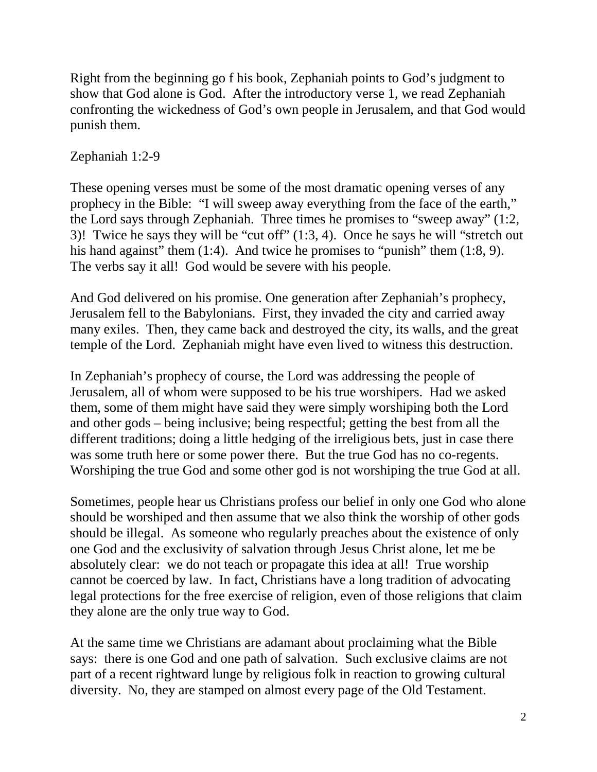Right from the beginning go f his book, Zephaniah points to God's judgment to show that God alone is God. After the introductory verse 1, we read Zephaniah confronting the wickedness of God's own people in Jerusalem, and that God would punish them.

Zephaniah 1:2-9

These opening verses must be some of the most dramatic opening verses of any prophecy in the Bible: "I will sweep away everything from the face of the earth," the Lord says through Zephaniah. Three times he promises to "sweep away" (1:2, 3)! Twice he says they will be "cut off" (1:3, 4). Once he says he will "stretch out his hand against" them (1:4). And twice he promises to "punish" them (1:8, 9). The verbs say it all! God would be severe with his people.

And God delivered on his promise. One generation after Zephaniah's prophecy, Jerusalem fell to the Babylonians. First, they invaded the city and carried away many exiles. Then, they came back and destroyed the city, its walls, and the great temple of the Lord. Zephaniah might have even lived to witness this destruction.

In Zephaniah's prophecy of course, the Lord was addressing the people of Jerusalem, all of whom were supposed to be his true worshipers. Had we asked them, some of them might have said they were simply worshiping both the Lord and other gods – being inclusive; being respectful; getting the best from all the different traditions; doing a little hedging of the irreligious bets, just in case there was some truth here or some power there. But the true God has no co-regents. Worshiping the true God and some other god is not worshiping the true God at all.

Sometimes, people hear us Christians profess our belief in only one God who alone should be worshiped and then assume that we also think the worship of other gods should be illegal. As someone who regularly preaches about the existence of only one God and the exclusivity of salvation through Jesus Christ alone, let me be absolutely clear: we do not teach or propagate this idea at all! True worship cannot be coerced by law. In fact, Christians have a long tradition of advocating legal protections for the free exercise of religion, even of those religions that claim they alone are the only true way to God.

At the same time we Christians are adamant about proclaiming what the Bible says: there is one God and one path of salvation. Such exclusive claims are not part of a recent rightward lunge by religious folk in reaction to growing cultural diversity. No, they are stamped on almost every page of the Old Testament.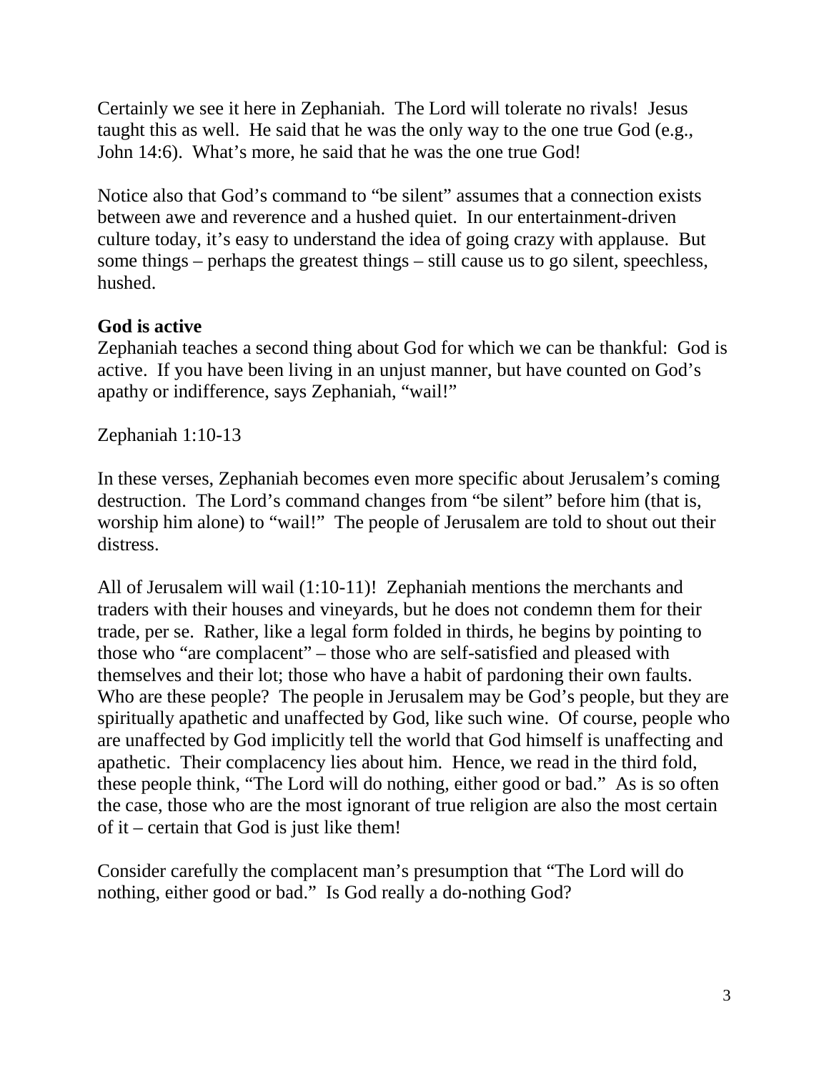Certainly we see it here in Zephaniah. The Lord will tolerate no rivals! Jesus taught this as well. He said that he was the only way to the one true God (e.g., John 14:6). What's more, he said that he was the one true God!

Notice also that God's command to "be silent" assumes that a connection exists between awe and reverence and a hushed quiet. In our entertainment-driven culture today, it's easy to understand the idea of going crazy with applause. But some things – perhaps the greatest things – still cause us to go silent, speechless, hushed.

**God is active**

Zephaniah teaches a second thing about God for which we can be thankful: God is active. If you have been living in an unjust manner, but have counted on God's apathy or indifference, says Zephaniah, "wail!"

Zephaniah 1:10-13

In these verses, Zephaniah becomes even more specific about Jerusalem's coming destruction. The Lord's command changes from "be silent" before him (that is, worship him alone) to "wail!" The people of Jerusalem are told to shout out their distress.

All of Jerusalem will wail (1:10-11)! Zephaniah mentions the merchants and traders with their houses and vineyards, but he does not condemn them for their trade, per se. Rather, like a legal form folded in thirds, he begins by pointing to those who "are complacent" – those who are self-satisfied and pleased with themselves and their lot; those who have a habit of pardoning their own faults. Who are these people? The people in Jerusalem may be God's people, but they are spiritually apathetic and unaffected by God, like such wine. Of course, people who are unaffected by God implicitly tell the world that God himself is unaffecting and apathetic. Their complacency lies about him. Hence, we read in the third fold, these people think, "The Lord will do nothing, either good or bad." As is so often the case, those who are the most ignorant of true religion are also the most certain of it – certain that God is just like them!

Consider carefully the complacent man's presumption that "The Lord will do nothing, either good or bad." Is God really a do-nothing God?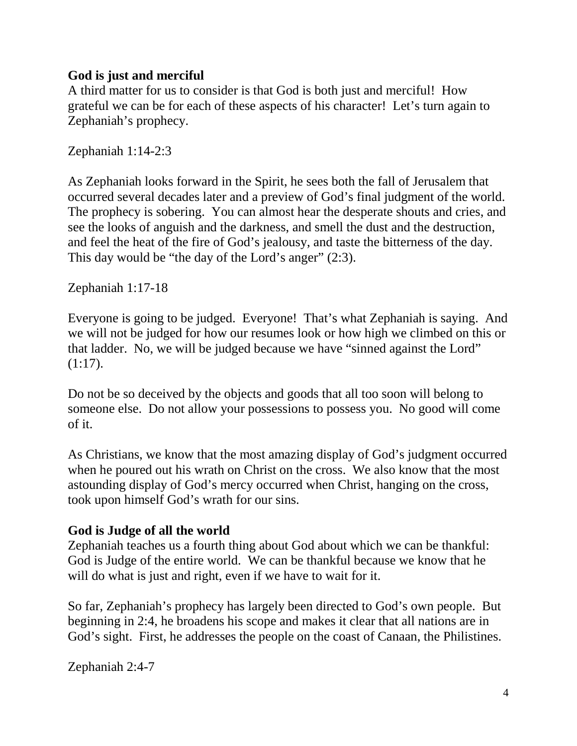**God is just and merciful**
A third matter for us to consider is that God is both just and merciful! How grateful we can be for each of these aspects of his character! Let's turn again to Zephaniah's prophecy.

Zephaniah 1:14-2:3

As Zephaniah looks forward in the Spirit, he sees both the fall of Jerusalem that occurred several decades later and a preview of God's final judgment of the world. The prophecy is sobering. You can almost hear the desperate shouts and cries, and see the looks of anguish and the darkness, and smell the dust and the destruction, and feel the heat of the fire of God's jealousy, and taste the bitterness of the day. This day would be "the day of the Lord's anger" (2:3).

Zephaniah 1:17-18

Everyone is going to be judged. Everyone! That's what Zephaniah is saying. And we will not be judged for how our resumes look or how high we climbed on this or that ladder. No, we will be judged because we have "sinned against the Lord" (1:17).

Do not be so deceived by the objects and goods that all too soon will belong to someone else. Do not allow your possessions to possess you. No good will come of it.

As Christians, we know that the most amazing display of God's judgment occurred when he poured out his wrath on Christ on the cross. We also know that the most astounding display of God's mercy occurred when Christ, hanging on the cross, took upon himself God's wrath for our sins.

**God is Judge of all the world**
Zephaniah teaches us a fourth thing about God about which we can be thankful: God is Judge of the entire world. We can be thankful because we know that he will do what is just and right, even if we have to wait for it.

So far, Zephaniah's prophecy has largely been directed to God's own people. But beginning in 2:4, he broadens his scope and makes it clear that all nations are in God's sight. First, he addresses the people on the coast of Canaan, the Philistines.

Zephaniah 2:4-7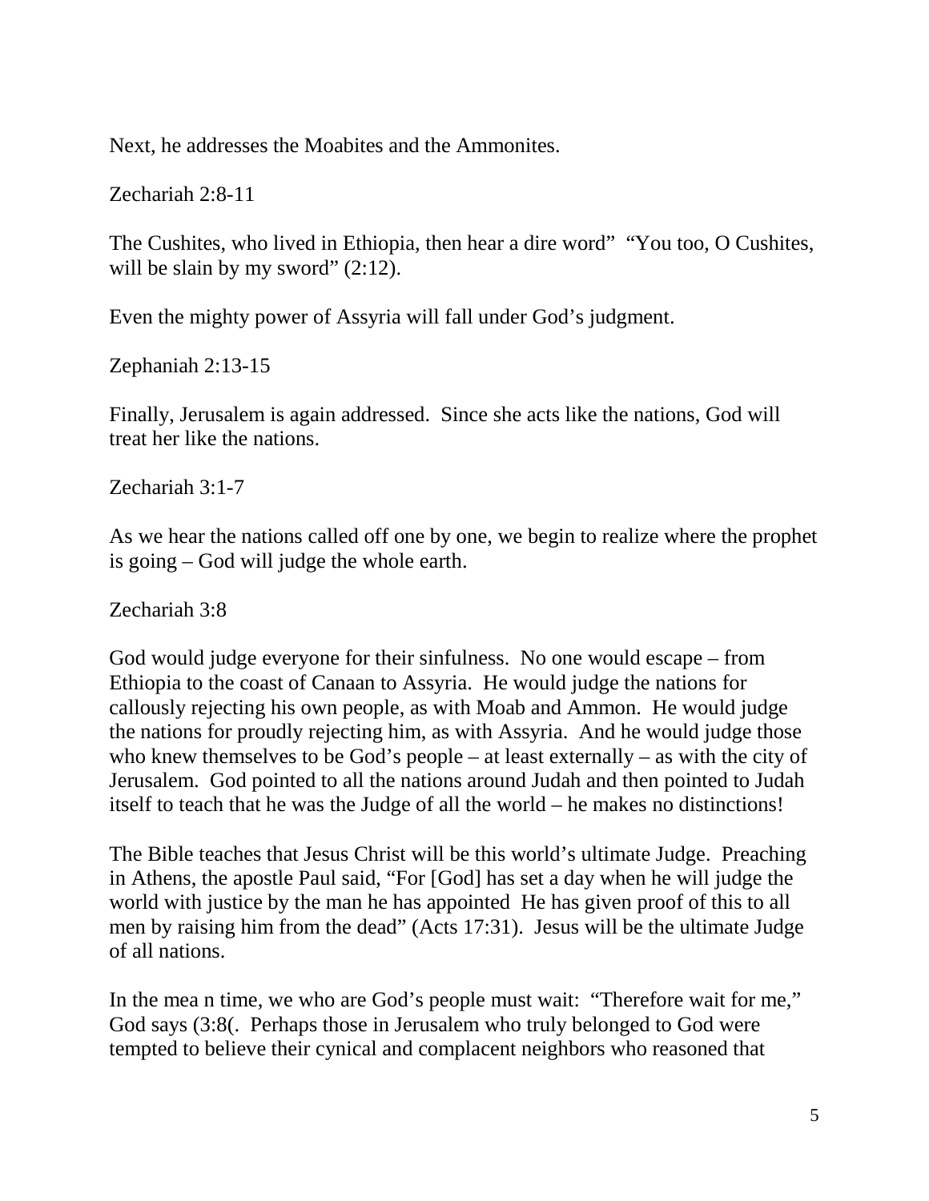Next, he addresses the Moabites and the Ammonites.

Zechariah 2:8-11

The Cushites, who lived in Ethiopia, then hear a dire word" "You too, O Cushites, will be slain by my sword" (2:12).

Even the mighty power of Assyria will fall under God's judgment.

Zephaniah 2:13-15

Finally, Jerusalem is again addressed. Since she acts like the nations, God will treat her like the nations.

Zechariah 3:1-7

As we hear the nations called off one by one, we begin to realize where the prophet is going – God will judge the whole earth.

Zechariah 3:8

God would judge everyone for their sinfulness. No one would escape – from Ethiopia to the coast of Canaan to Assyria. He would judge the nations for callously rejecting his own people, as with Moab and Ammon. He would judge the nations for proudly rejecting him, as with Assyria. And he would judge those who knew themselves to be God's people – at least externally – as with the city of Jerusalem. God pointed to all the nations around Judah and then pointed to Judah itself to teach that he was the Judge of all the world – he makes no distinctions!

The Bible teaches that Jesus Christ will be this world's ultimate Judge. Preaching in Athens, the apostle Paul said, "For [God] has set a day when he will judge the world with justice by the man he has appointed He has given proof of this to all men by raising him from the dead" (Acts 17:31). Jesus will be the ultimate Judge of all nations.

In the mea n time, we who are God's people must wait: "Therefore wait for me," God says (3:8(. Perhaps those in Jerusalem who truly belonged to God were tempted to believe their cynical and complacent neighbors who reasoned that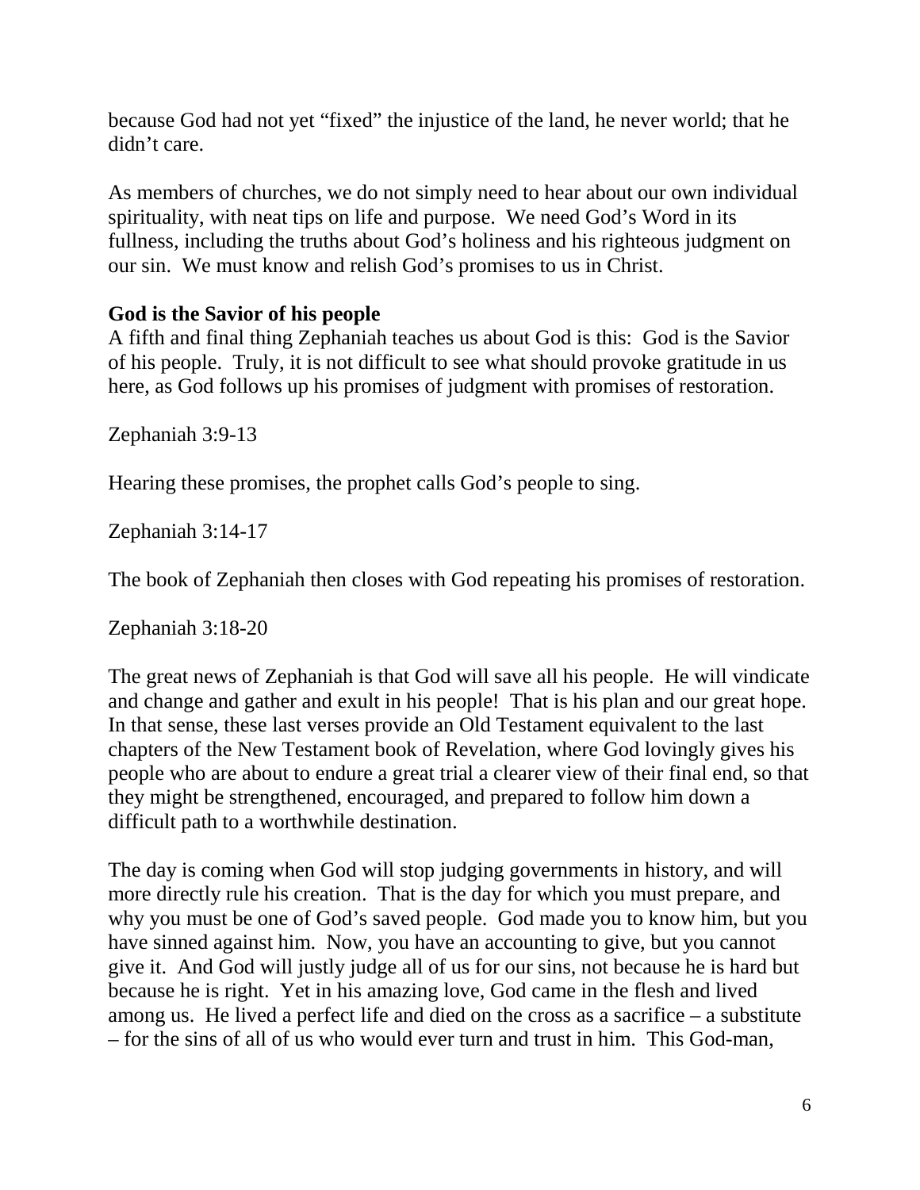because God had not yet "fixed" the injustice of the land, he never world; that he didn't care.

As members of churches, we do not simply need to hear about our own individual spirituality, with neat tips on life and purpose. We need God's Word in its fullness, including the truths about God's holiness and his righteous judgment on our sin. We must know and relish God's promises to us in Christ.

**God is the Savior of his people**

A fifth and final thing Zephaniah teaches us about God is this: God is the Savior of his people. Truly, it is not difficult to see what should provoke gratitude in us here, as God follows up his promises of judgment with promises of restoration.

Zephaniah 3:9-13

Hearing these promises, the prophet calls God's people to sing.

Zephaniah 3:14-17

The book of Zephaniah then closes with God repeating his promises of restoration.

Zephaniah 3:18-20

The great news of Zephaniah is that God will save all his people. He will vindicate and change and gather and exult in his people! That is his plan and our great hope. In that sense, these last verses provide an Old Testament equivalent to the last chapters of the New Testament book of Revelation, where God lovingly gives his people who are about to endure a great trial a clearer view of their final end, so that they might be strengthened, encouraged, and prepared to follow him down a difficult path to a worthwhile destination.

The day is coming when God will stop judging governments in history, and will more directly rule his creation. That is the day for which you must prepare, and why you must be one of God's saved people. God made you to know him, but you have sinned against him. Now, you have an accounting to give, but you cannot give it. And God will justly judge all of us for our sins, not because he is hard but because he is right. Yet in his amazing love, God came in the flesh and lived among us. He lived a perfect life and died on the cross as a sacrifice – a substitute – for the sins of all of us who would ever turn and trust in him. This God-man,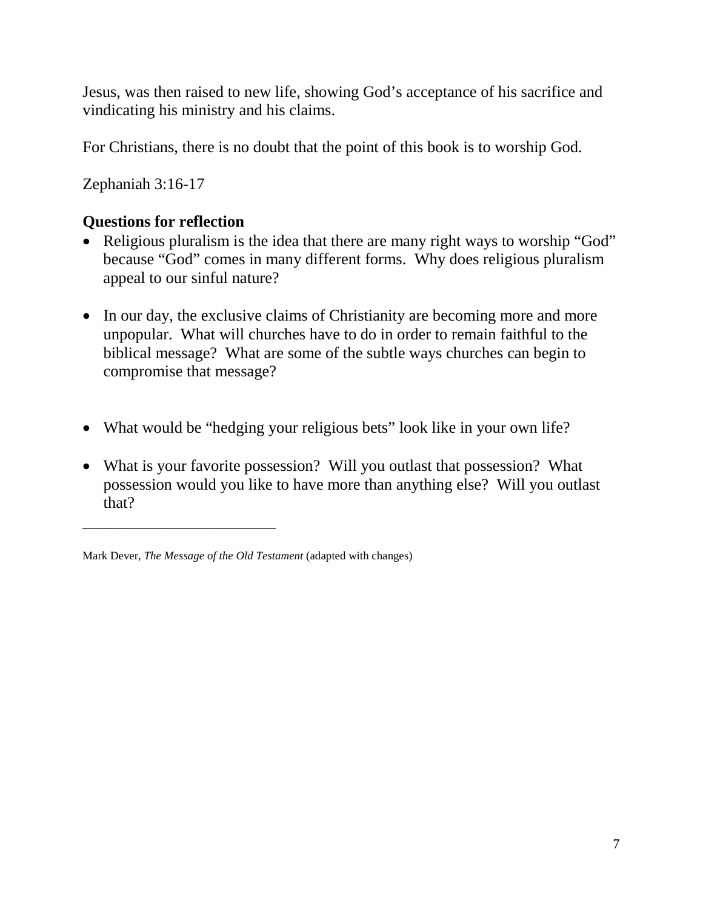Jesus, was then raised to new life, showing God's acceptance of his sacrifice and vindicating his ministry and his claims.

For Christians, there is no doubt that the point of this book is to worship God.

Zephaniah 3:16-17

**Questions for reflection**

- Religious pluralism is the idea that there are many right ways to worship "God" because "God" comes in many different forms. Why does religious pluralism appeal to our sinful nature?

- In our day, the exclusive claims of Christianity are becoming more and more unpopular. What will churches have to do in order to remain faithful to the biblical message? What are some of the subtle ways churches can begin to compromise that message?

- What would be "hedging your religious bets" look like in your own life?

- What is your favorite possession? Will you outlast that possession? What possession would you like to have more than anything else? Will you outlast that?

---

Mark Dever, *The Message of the Old Testament* (adapted with changes)